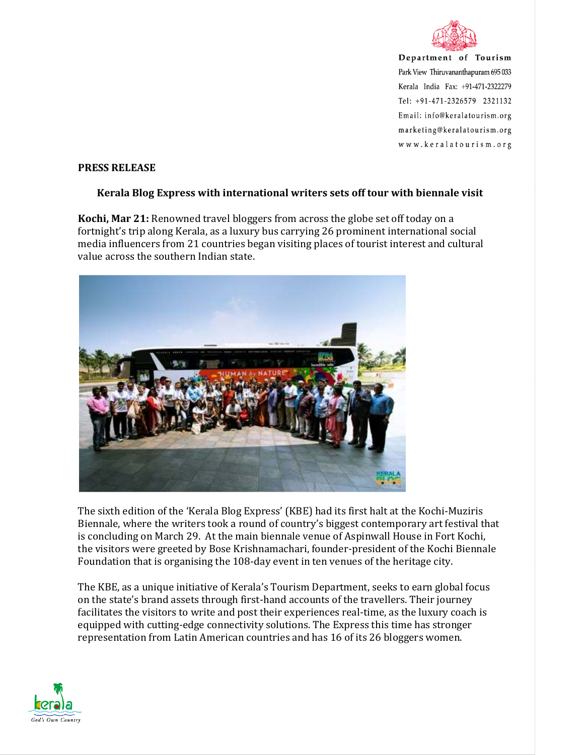Department of Tourism
Park View Thiruvananthapuram 695 033
Kerala India Fax: +91-471-2322279
Tel: +91-471-2326579 2321132
Email: info@keralatourism.org
marketing@keralatourism.org
www.keralatourism.org

**PRESS RELEASE**

### Kerala Blog Express with international writers sets off tour with biennale visit

**Kochi, Mar 21:** Renowned travel bloggers from across the globe set off today on a fortnight's trip along Kerala, as a luxury bus carrying 26 prominent international social media influencers from 21 countries began visiting places of tourist interest and cultural value across the southern Indian state.

The sixth edition of the 'Kerala Blog Express' (KBE) had its first halt at the Kochi-Muziris Biennale, where the writers took a round of country's biggest contemporary art festival that is concluding on March 29. At the main biennale venue of Aspinwall House in Fort Kochi, the visitors were greeted by Bose Krishnamachari, founder-president of the Kochi Biennale Foundation that is organising the 108-day event in ten venues of the heritage city.

The KBE, as a unique initiative of Kerala's Tourism Department, seeks to earn global focus on the state's brand assets through first-hand accounts of the travellers. Their journey facilitates the visitors to write and post their experiences real-time, as the luxury coach is equipped with cutting-edge connectivity solutions. The Express this time has stronger representation from Latin American countries and has 16 of its 26 bloggers women.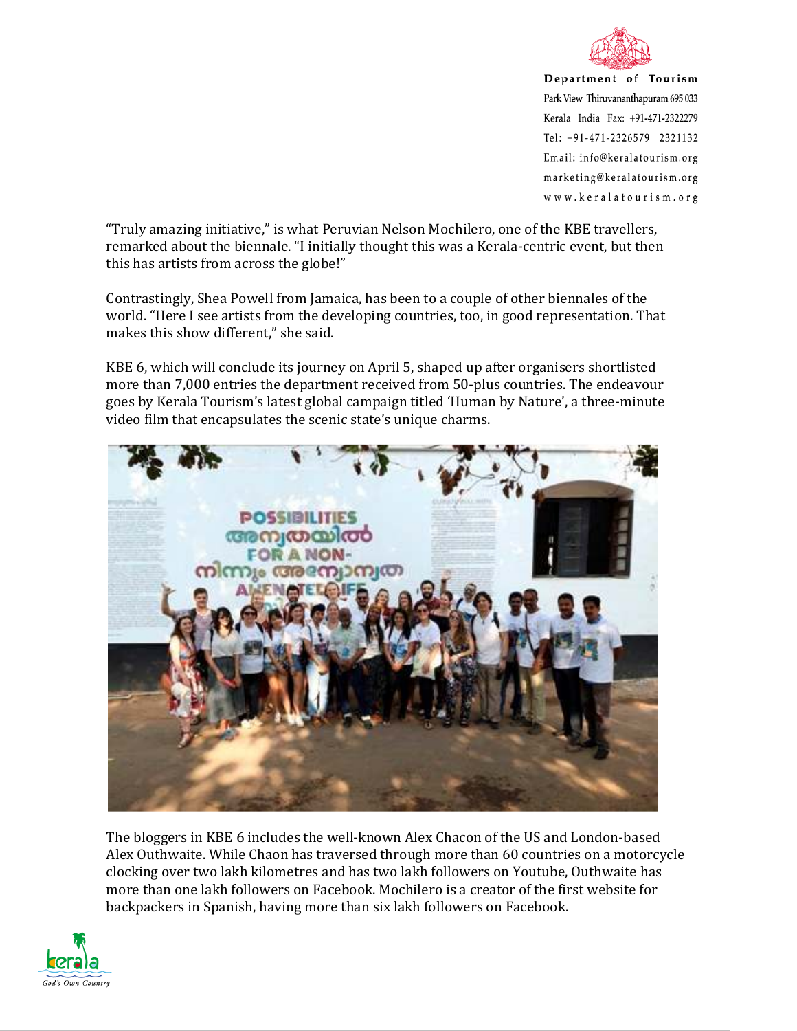"Truly amazing initiative," is what Peruvian Nelson Mochilero, one of the KBE travellers, remarked about the biennale. "I initially thought this was a Kerala-centric event, but then this has artists from across the globe!"

Contrastingly, Shea Powell from Jamaica, has been to a couple of other biennales of the world. "Here I see artists from the developing countries, too, in good representation. That makes this show different," she said.

KBE 6, which will conclude its journey on April 5, shaped up after organisers shortlisted more than 7,000 entries the department received from 50-plus countries. The endeavour goes by Kerala Tourism's latest global campaign titled 'Human by Nature', a three-minute video film that encapsulates the scenic state's unique charms.

The bloggers in KBE 6 includes the well-known Alex Chacon of the US and London-based Alex Outhwaite. While Chaon has traversed through more than 60 countries on a motorcycle clocking over two lakh kilometres and has two lakh followers on Youtube, Outhwaite has more than one lakh followers on Facebook. Mochilero is a creator of the first website for backpackers in Spanish, having more than six lakh followers on Facebook.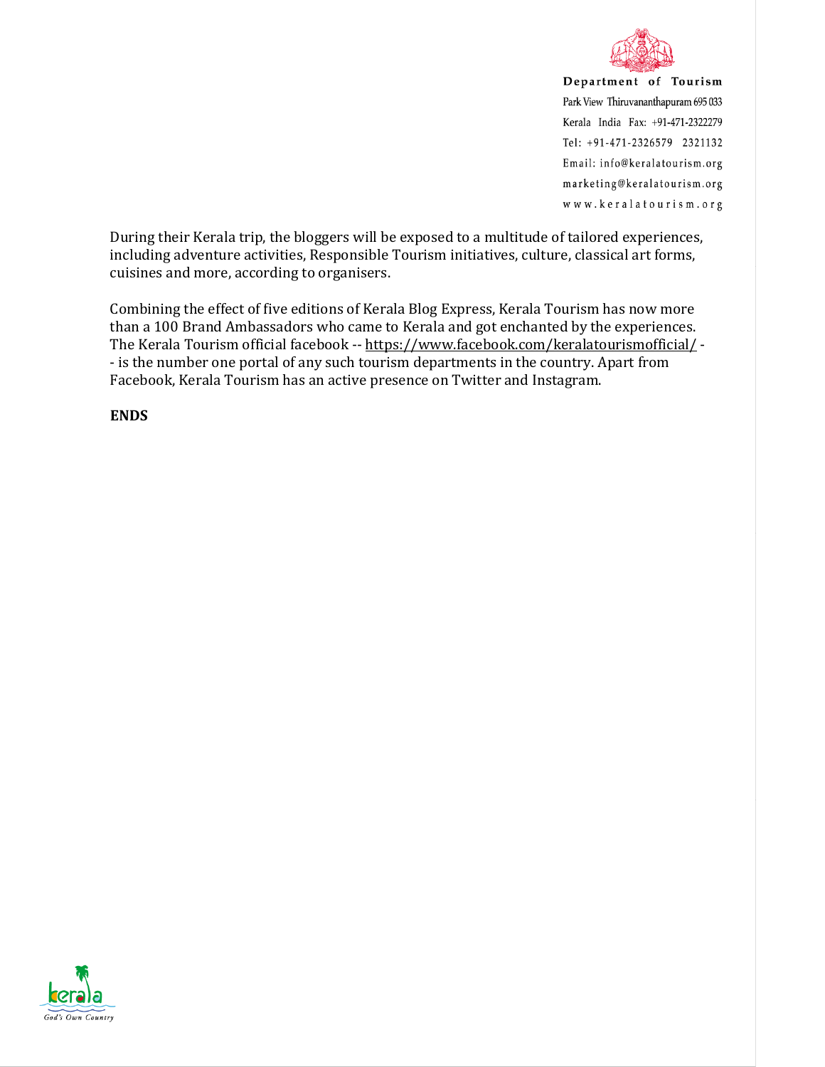Department of Tourism
Park View Thiruvananthapuram 695 033
Kerala India Fax: +91-471-2322279
Tel: +91-471-2326579 2321132
Email: info@keralatourism.org
marketing@keralatourism.org
www.keralatourism.org

During their Kerala trip, the bloggers will be exposed to a multitude of tailored experiences, including adventure activities, Responsible Tourism initiatives, culture, classical art forms, cuisines and more, according to organisers.

Combining the effect of five editions of Kerala Blog Express, Kerala Tourism has now more than a 100 Brand Ambassadors who came to Kerala and got enchanted by the experiences. The Kerala Tourism official facebook -- https://www.facebook.com/keralatourismofficial/ -- is the number one portal of any such tourism departments in the country. Apart from Facebook, Kerala Tourism has an active presence on Twitter and Instagram.

**ENDS**

kerala
God's Own Country